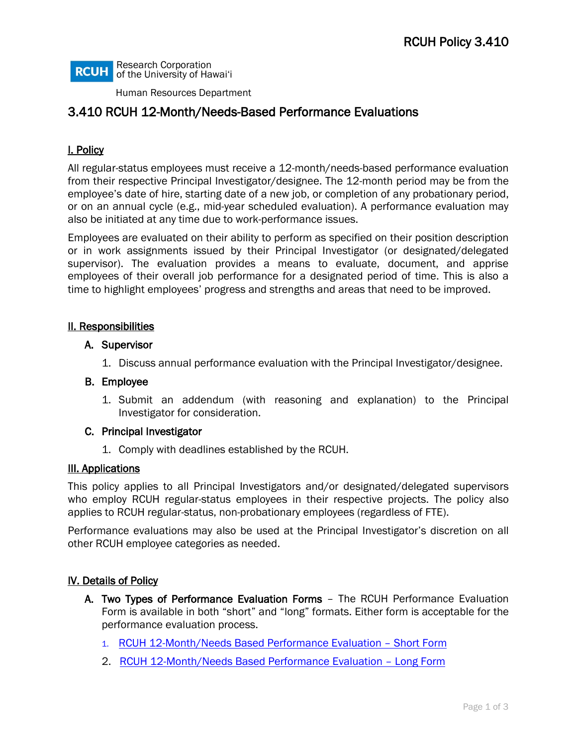RCUH Policy 3.410

RCUH Research Corporation of the University of Hawai'i

Human Resources Department

# 3.410 RCUH 12-Month/Needs-Based Performance Evaluations

## I. Policy

All regular-status employees must receive a 12-month/needs-based performance evaluation from their respective Principal Investigator/designee. The 12-month period may be from the employee's date of hire, starting date of a new job, or completion of any probationary period, or on an annual cycle (e.g., mid-year scheduled evaluation). A performance evaluation may also be initiated at any time due to work-performance issues.

Employees are evaluated on their ability to perform as specified on their position description or in work assignments issued by their Principal Investigator (or designated/delegated supervisor). The evaluation provides a means to evaluate, document, and apprise employees of their overall job performance for a designated period of time. This is also a time to highlight employees' progress and strengths and areas that need to be improved.

## II. Responsibilities

### A. Supervisor

1. Discuss annual performance evaluation with the Principal Investigator/designee.

### B. Employee

1. Submit an addendum (with reasoning and explanation) to the Principal Investigator for consideration.

### C. Principal Investigator

1. Comply with deadlines established by the RCUH.

## III. Applications

This policy applies to all Principal Investigators and/or designated/delegated supervisors who employ RCUH regular-status employees in their respective projects. The policy also applies to RCUH regular-status, non-probationary employees (regardless of FTE).

Performance evaluations may also be used at the Principal Investigator's discretion on all other RCUH employee categories as needed.

## IV. Details of Policy

A. **Two Types of Performance Evaluation Forms** – The RCUH Performance Evaluation Form is available in both "short" and "long" formats. Either form is acceptable for the performance evaluation process.

1. RCUH 12-Month/Needs Based Performance Evaluation – Short Form
2. RCUH 12-Month/Needs Based Performance Evaluation – Long Form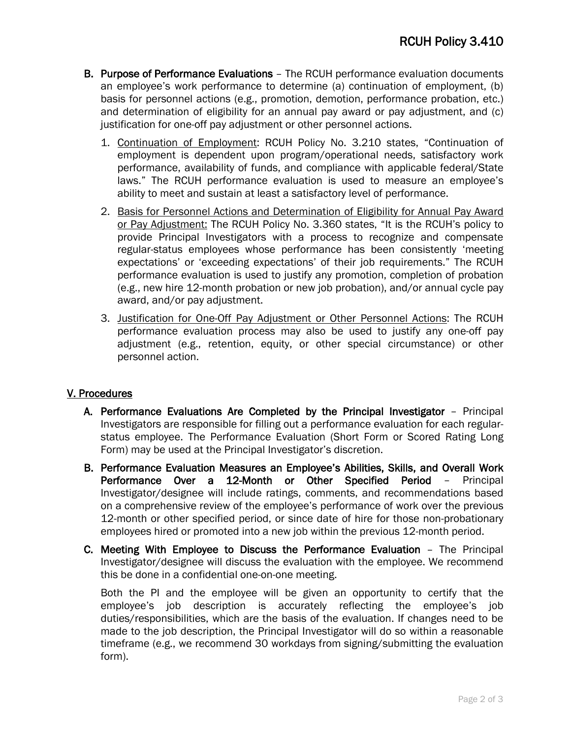B. **Purpose of Performance Evaluations** – The RCUH performance evaluation documents an employee's work performance to determine (a) continuation of employment, (b) basis for personnel actions (e.g., promotion, demotion, performance probation, etc.) and determination of eligibility for an annual pay award or pay adjustment, and (c) justification for one-off pay adjustment or other personnel actions.

1. Continuation of Employment: RCUH Policy No. 3.210 states, "Continuation of employment is dependent upon program/operational needs, satisfactory work performance, availability of funds, and compliance with applicable federal/State laws." The RCUH performance evaluation is used to measure an employee's ability to meet and sustain at least a satisfactory level of performance.

2. Basis for Personnel Actions and Determination of Eligibility for Annual Pay Award or Pay Adjustment: The RCUH Policy No. 3.360 states, "It is the RCUH's policy to provide Principal Investigators with a process to recognize and compensate regular-status employees whose performance has been consistently 'meeting expectations' or 'exceeding expectations' of their job requirements." The RCUH performance evaluation is used to justify any promotion, completion of probation (e.g., new hire 12-month probation or new job probation), and/or annual cycle pay award, and/or pay adjustment.

3. Justification for One-Off Pay Adjustment or Other Personnel Actions: The RCUH performance evaluation process may also be used to justify any one-off pay adjustment (e.g., retention, equity, or other special circumstance) or other personnel action.

## V. Procedures

A. **Performance Evaluations Are Completed by the Principal Investigator** – Principal Investigators are responsible for filling out a performance evaluation for each regular-status employee. The Performance Evaluation (Short Form or Scored Rating Long Form) may be used at the Principal Investigator's discretion.

B. **Performance Evaluation Measures an Employee's Abilities, Skills, and Overall Work Performance Over a 12-Month or Other Specified Period** – Principal Investigator/designee will include ratings, comments, and recommendations based on a comprehensive review of the employee's performance of work over the previous 12-month or other specified period, or since date of hire for those non-probationary employees hired or promoted into a new job within the previous 12-month period.

C. **Meeting With Employee to Discuss the Performance Evaluation** – The Principal Investigator/designee will discuss the evaluation with the employee. We recommend this be done in a confidential one-on-one meeting.

Both the PI and the employee will be given an opportunity to certify that the employee's job description is accurately reflecting the employee's job duties/responsibilities, which are the basis of the evaluation. If changes need to be made to the job description, the Principal Investigator will do so within a reasonable timeframe (e.g., we recommend 30 workdays from signing/submitting the evaluation form).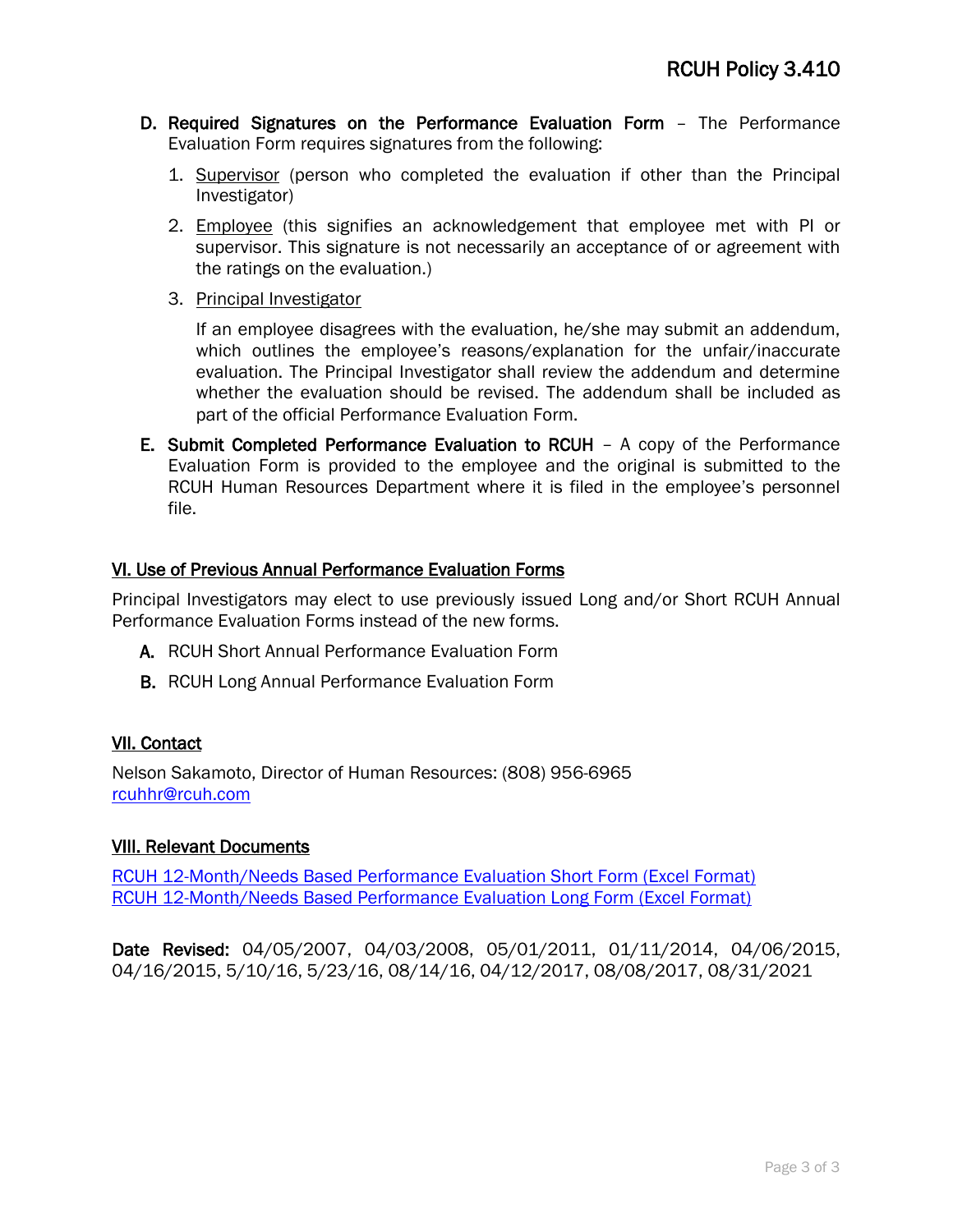D. **Required Signatures on the Performance Evaluation Form** – The Performance Evaluation Form requires signatures from the following:

   1. Supervisor (person who completed the evaluation if other than the Principal Investigator)
   2. Employee (this signifies an acknowledgement that employee met with PI or supervisor. This signature is not necessarily an acceptance of or agreement with the ratings on the evaluation.)
   3. Principal Investigator

   If an employee disagrees with the evaluation, he/she may submit an addendum, which outlines the employee's reasons/explanation for the unfair/inaccurate evaluation. The Principal Investigator shall review the addendum and determine whether the evaluation should be revised. The addendum shall be included as part of the official Performance Evaluation Form.

E. **Submit Completed Performance Evaluation to RCUH** – A copy of the Performance Evaluation Form is provided to the employee and the original is submitted to the RCUH Human Resources Department where it is filed in the employee's personnel file.

## VI. Use of Previous Annual Performance Evaluation Forms

Principal Investigators may elect to use previously issued Long and/or Short RCUH Annual Performance Evaluation Forms instead of the new forms.

A. RCUH Short Annual Performance Evaluation Form

B. RCUH Long Annual Performance Evaluation Form

## VII. Contact

Nelson Sakamoto, Director of Human Resources: (808) 956-6965
rcuhhr@rcuh.com

## VIII. Relevant Documents

RCUH 12-Month/Needs Based Performance Evaluation Short Form (Excel Format)
RCUH 12-Month/Needs Based Performance Evaluation Long Form (Excel Format)

**Date Revised:** 04/05/2007, 04/03/2008, 05/01/2011, 01/11/2014, 04/06/2015, 04/16/2015, 5/10/16, 5/23/16, 08/14/16, 04/12/2017, 08/08/2017, 08/31/2021